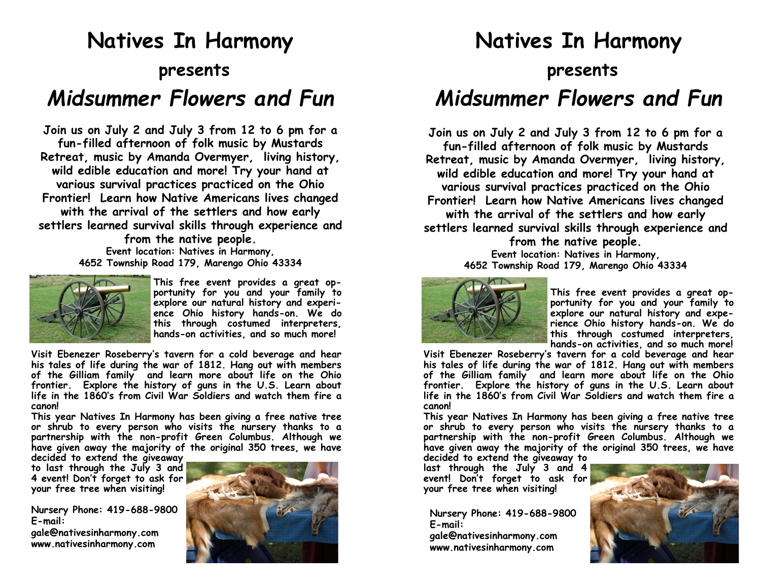# Natives In Harmony

## presents

# *Midsummer Flowers and Fun*

**Join us on July 2 and July 3 from 12 to 6 pm for a fun-filled afternoon of folk music by Mustards Retreat, music by Amanda Overmyer, living history, wild edible education and more! Try your hand at various survival practices practiced on the Ohio Frontier! Learn how Native Americans lives changed with the arrival of the settlers and how early settlers learned survival skills through experience and from the native people.**

**Event location: Natives in Harmony,**
**4652 Township Road 179, Marengo Ohio 43334**

**This free event provides a great opportunity for you and your family to explore our natural history and experience Ohio history hands-on. We do this through costumed interpreters, hands-on activities, and so much more!**

**Visit Ebenezer Roseberry's tavern for a cold beverage and hear his tales of life during the war of 1812. Hang out with members of the Gilliam family and learn more about life on the Ohio frontier. Explore the history of guns in the U.S. Learn about life in the 1860's from Civil War Soldiers and watch them fire a canon!**

**This year Natives In Harmony has been giving a free native tree or shrub to every person who visits the nursery thanks to a partnership with the non-profit Green Columbus. Although we have given away the majority of the original 350 trees, we have decided to extend the giveaway to last through the July 3 and 4 event! Don't forget to ask for your free tree when visiting!**

**Nursery Phone: 419-688-9800**
**E-mail:**
**gale@nativesinharmony.com**
**www.nativesinharmony.com**

# Natives In Harmony

## presents

# *Midsummer Flowers and Fun*

**Join us on July 2 and July 3 from 12 to 6 pm for a fun-filled afternoon of folk music by Mustards Retreat, music by Amanda Overmyer, living history, wild edible education and more! Try your hand at various survival practices practiced on the Ohio Frontier! Learn how Native Americans lives changed with the arrival of the settlers and how early settlers learned survival skills through experience and from the native people.**

**Event location: Natives in Harmony,**
**4652 Township Road 179, Marengo Ohio 43334**

**This free event provides a great opportunity for you and your family to explore our natural history and experience Ohio history hands-on. We do this through costumed interpreters, hands-on activities, and so much more!**

**Visit Ebenezer Roseberry's tavern for a cold beverage and hear his tales of life during the war of 1812. Hang out with members of the Gilliam family and learn more about life on the Ohio frontier. Explore the history of guns in the U.S. Learn about life in the 1860's from Civil War Soldiers and watch them fire a canon!**

**This year Natives In Harmony has been giving a free native tree or shrub to every person who visits the nursery thanks to a partnership with the non-profit Green Columbus. Although we have given away the majority of the original 350 trees, we have decided to extend the giveaway to last through the July 3 and 4 event! Don't forget to ask for your free tree when visiting!**

**Nursery Phone: 419-688-9800**
**E-mail:**
**gale@nativesinharmony.com**
**www.nativesinharmony.com**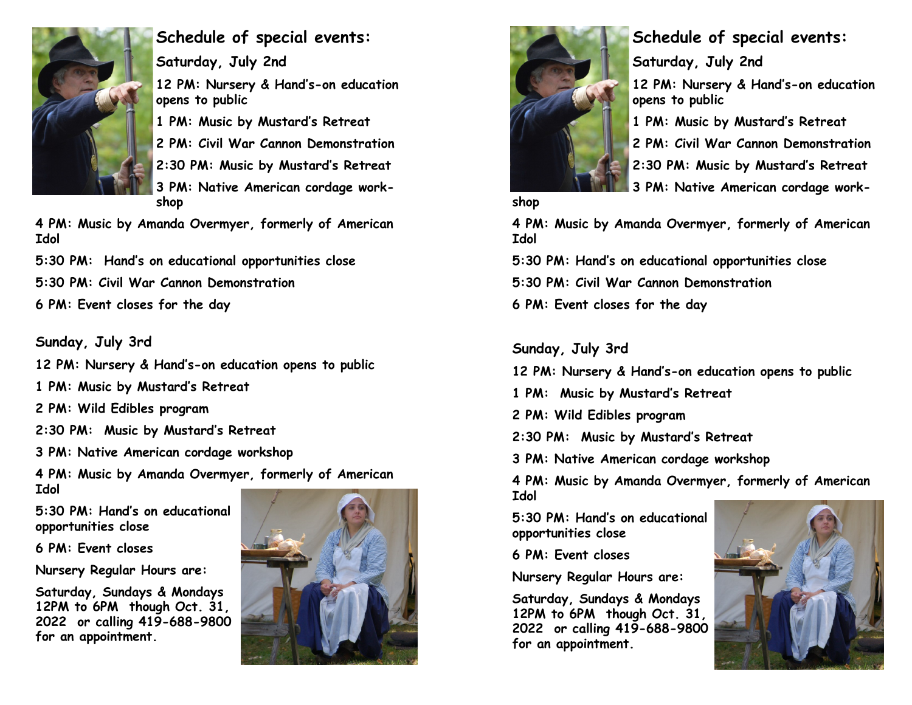## Schedule of special events:

**Saturday, July 2nd**

12 PM: Nursery & Hand's-on education opens to public

1 PM: Music by Mustard's Retreat

2 PM: Civil War Cannon Demonstration

2:30 PM: Music by Mustard's Retreat

3 PM: Native American cordage workshop

4 PM: Music by Amanda Overmyer, formerly of American Idol

5:30 PM: Hand's on educational opportunities close

5:30 PM: Civil War Cannon Demonstration

6 PM: Event closes for the day

**Sunday, July 3rd**

12 PM: Nursery & Hand's-on education opens to public

1 PM: Music by Mustard's Retreat

2 PM: Wild Edibles program

2:30 PM: Music by Mustard's Retreat

3 PM: Native American cordage workshop

4 PM: Music by Amanda Overmyer, formerly of American Idol

5:30 PM: Hand's on educational opportunities close

6 PM: Event closes

Nursery Regular Hours are:

**Saturday, Sundays & Mondays 12PM to 6PM though Oct. 31, 2022 or calling 419-688-9800 for an appointment.**

## Schedule of special events:

**Saturday, July 2nd**

12 PM: Nursery & Hand's-on education opens to public

1 PM: Music by Mustard's Retreat

2 PM: Civil War Cannon Demonstration

2:30 PM: Music by Mustard's Retreat

3 PM: Native American cordage workshop

4 PM: Music by Amanda Overmyer, formerly of American Idol

5:30 PM: Hand's on educational opportunities close

5:30 PM: Civil War Cannon Demonstration

6 PM: Event closes for the day

**Sunday, July 3rd**

12 PM: Nursery & Hand's-on education opens to public

1 PM: Music by Mustard's Retreat

2 PM: Wild Edibles program

2:30 PM: Music by Mustard's Retreat

3 PM: Native American cordage workshop

4 PM: Music by Amanda Overmyer, formerly of American Idol

5:30 PM: Hand's on educational opportunities close

6 PM: Event closes

Nursery Regular Hours are:

**Saturday, Sundays & Mondays 12PM to 6PM though Oct. 31, 2022 or calling 419-688-9800 for an appointment.**